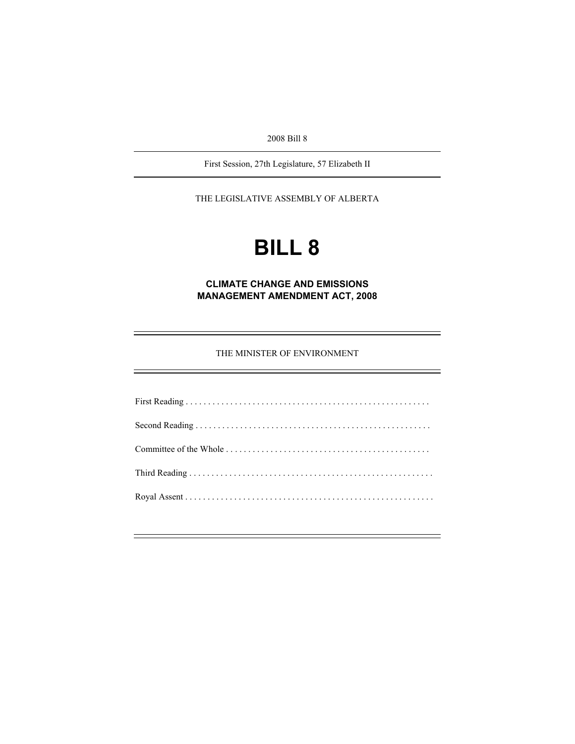2008 Bill 8

---

First Session, 27th Legislature, 57 Elizabeth II

---

THE LEGISLATIVE ASSEMBLY OF ALBERTA

# BILL 8

## CLIMATE CHANGE AND EMISSIONS MANAGEMENT AMENDMENT ACT, 2008

---

THE MINISTER OF ENVIRONMENT

---

First Reading . . . . . . . . . . . . . . . . . . . . . . . . . . . . . . . . . . . . . . . . . . . . . . . . . . . . . .

Second Reading . . . . . . . . . . . . . . . . . . . . . . . . . . . . . . . . . . . . . . . . . . . . . . . . . . . .

Committee of the Whole . . . . . . . . . . . . . . . . . . . . . . . . . . . . . . . . . . . . . . . . . . . . .

Third Reading . . . . . . . . . . . . . . . . . . . . . . . . . . . . . . . . . . . . . . . . . . . . . . . . . . . . . .

Royal Assent . . . . . . . . . . . . . . . . . . . . . . . . . . . . . . . . . . . . . . . . . . . . . . . . . . . . . .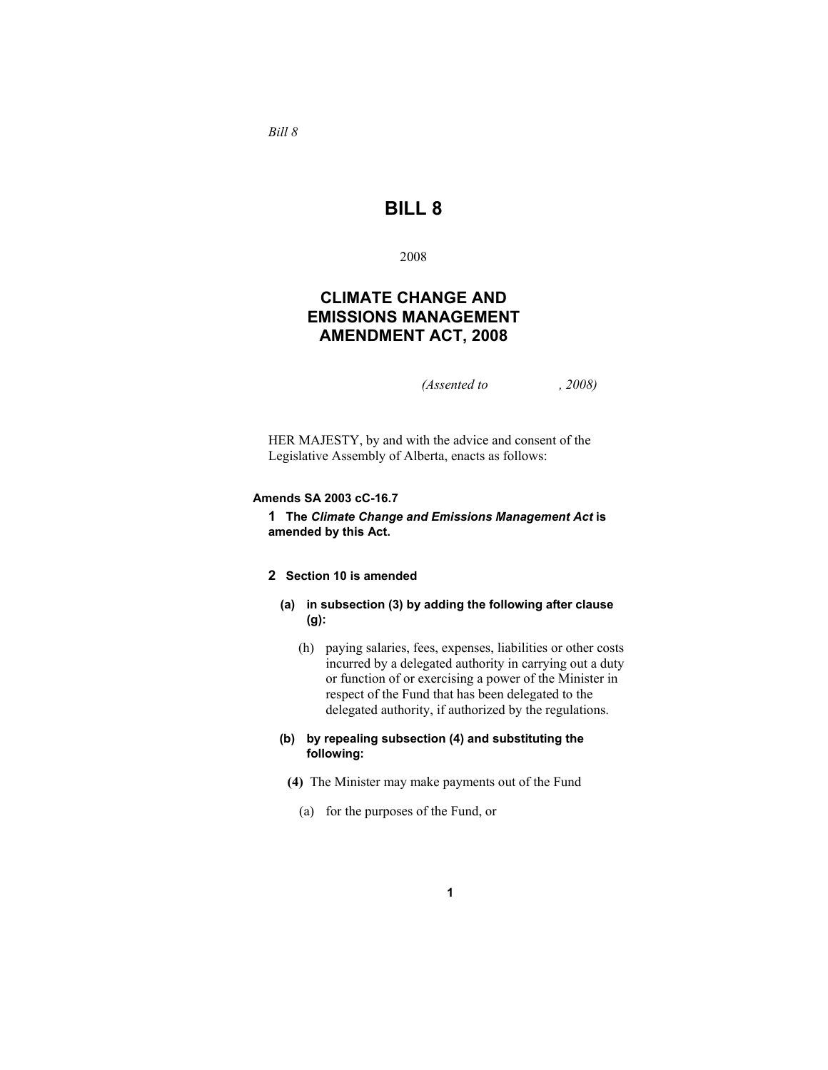*Bill 8*

# BILL 8

2008

## CLIMATE CHANGE AND EMISSIONS MANAGEMENT AMENDMENT ACT, 2008

*(Assented to , 2008)*

HER MAJESTY, by and with the advice and consent of the Legislative Assembly of Alberta, enacts as follows:

**Amends SA 2003 cC-16.7**

**1 The *Climate Change and Emissions Management Act* is amended by this Act.**

**2 Section 10 is amended**

**(a) in subsection (3) by adding the following after clause (g):**

(h) paying salaries, fees, expenses, liabilities or other costs incurred by a delegated authority in carrying out a duty or function of or exercising a power of the Minister in respect of the Fund that has been delegated to the delegated authority, if authorized by the regulations.

**(b) by repealing subsection (4) and substituting the following:**

**(4)** The Minister may make payments out of the Fund

(a) for the purposes of the Fund, or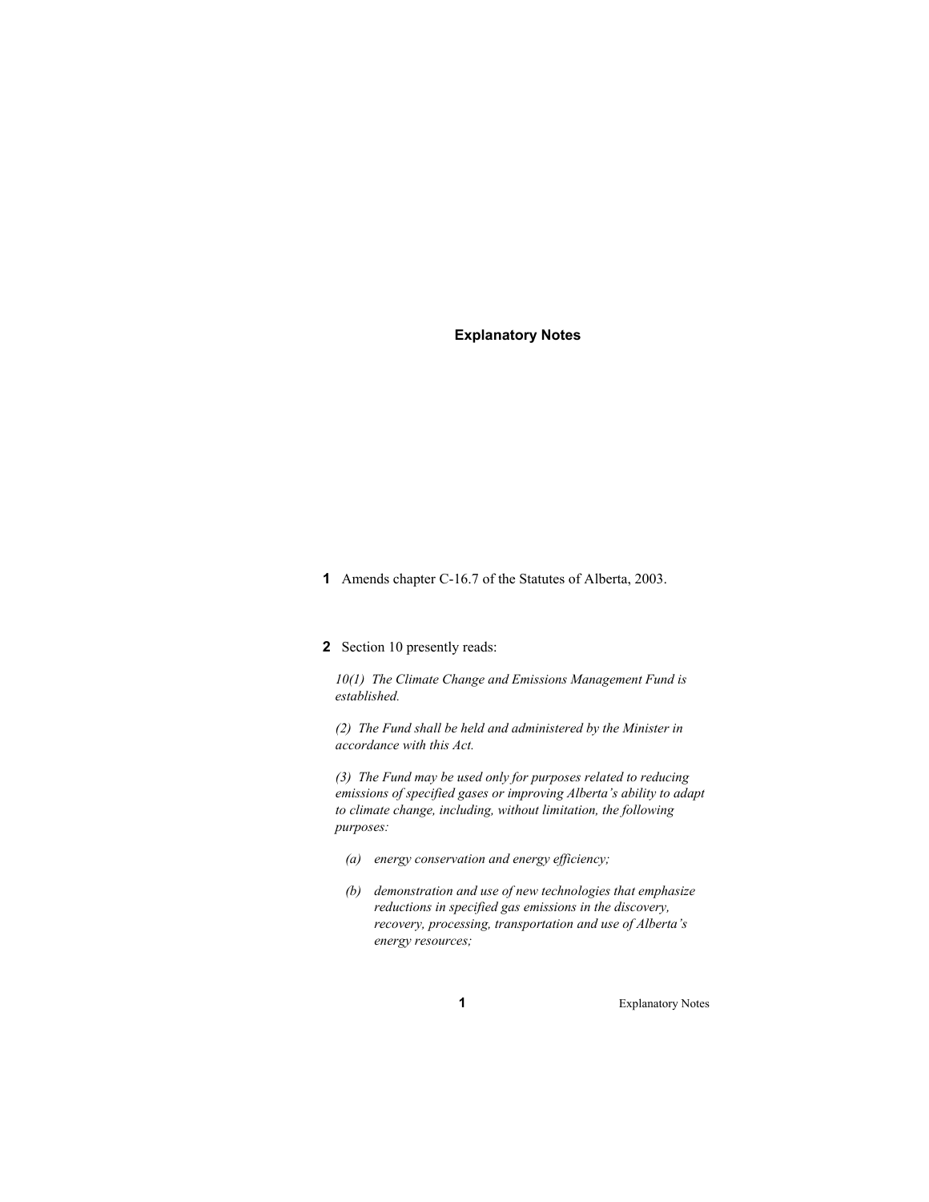## Explanatory Notes

**1** Amends chapter C-16.7 of the Statutes of Alberta, 2003.

**2** Section 10 presently reads:

*10(1) The Climate Change and Emissions Management Fund is established.*

*(2) The Fund shall be held and administered by the Minister in accordance with this Act.*

*(3) The Fund may be used only for purposes related to reducing emissions of specified gases or improving Alberta's ability to adapt to climate change, including, without limitation, the following purposes:*

- *(a) energy conservation and energy efficiency;*
- *(b) demonstration and use of new technologies that emphasize reductions in specified gas emissions in the discovery, recovery, processing, transportation and use of Alberta's energy resources;*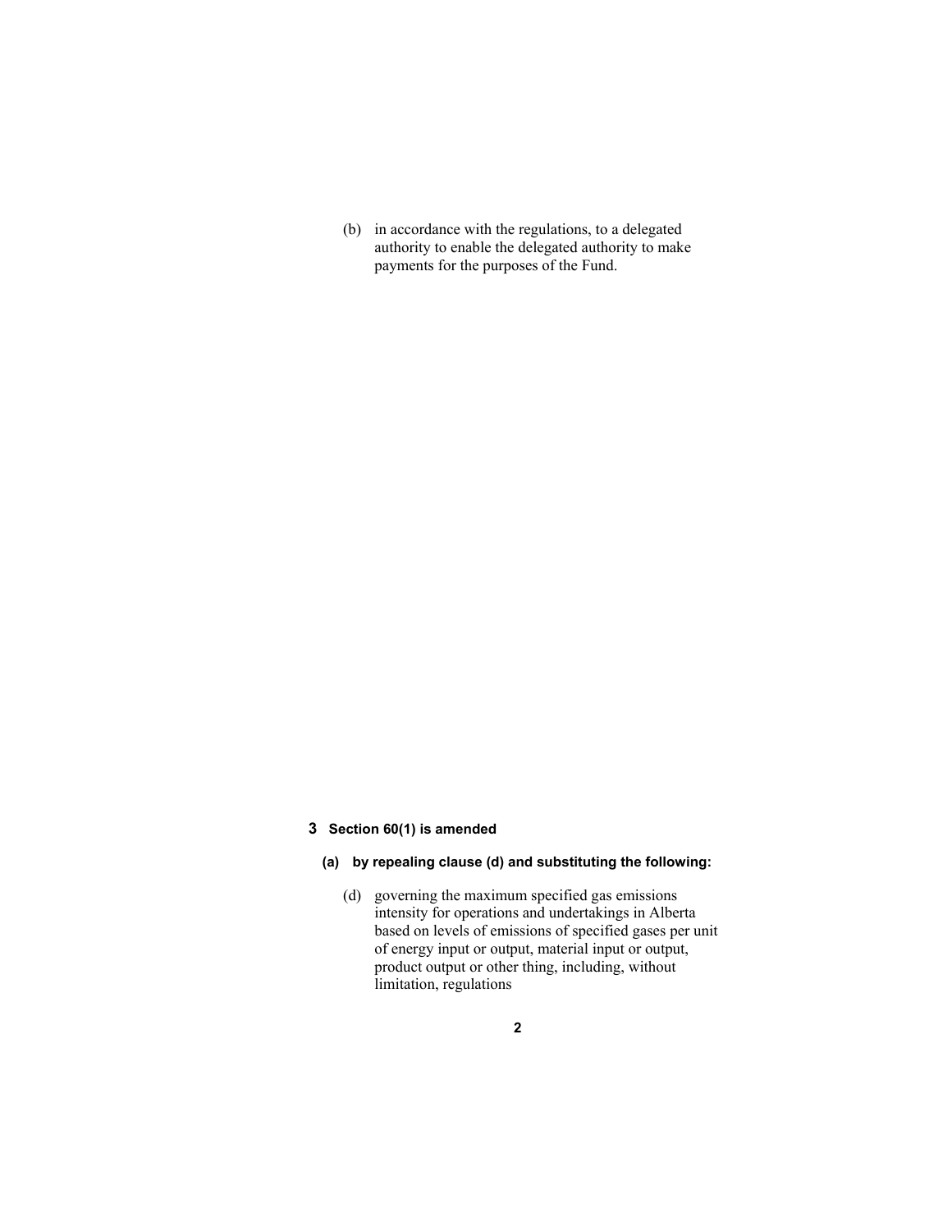(b) in accordance with the regulations, to a delegated authority to enable the delegated authority to make payments for the purposes of the Fund.

**3 Section 60(1) is amended**

**(a) by repealing clause (d) and substituting the following:**

(d) governing the maximum specified gas emissions intensity for operations and undertakings in Alberta based on levels of emissions of specified gases per unit of energy input or output, material input or output, product output or other thing, including, without limitation, regulations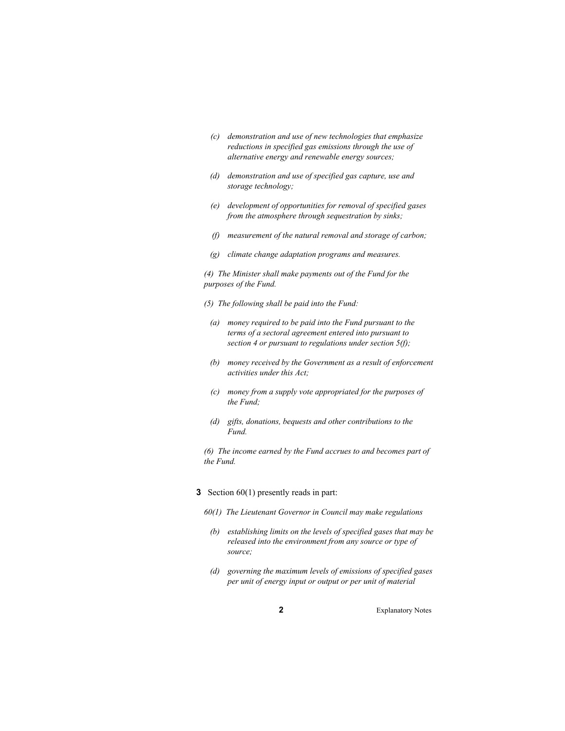*(c) demonstration and use of new technologies that emphasize reductions in specified gas emissions through the use of alternative energy and renewable energy sources;*

*(d) demonstration and use of specified gas capture, use and storage technology;*

*(e) development of opportunities for removal of specified gases from the atmosphere through sequestration by sinks;*

*(f) measurement of the natural removal and storage of carbon;*

*(g) climate change adaptation programs and measures.*

*(4) The Minister shall make payments out of the Fund for the purposes of the Fund.*

*(5) The following shall be paid into the Fund:*

*(a) money required to be paid into the Fund pursuant to the terms of a sectoral agreement entered into pursuant to section 4 or pursuant to regulations under section 5(f);*

*(b) money received by the Government as a result of enforcement activities under this Act;*

*(c) money from a supply vote appropriated for the purposes of the Fund;*

*(d) gifts, donations, bequests and other contributions to the Fund.*

*(6) The income earned by the Fund accrues to and becomes part of the Fund.*

**3** Section 60(1) presently reads in part:

*60(1) The Lieutenant Governor in Council may make regulations*

*(b) establishing limits on the levels of specified gases that may be released into the environment from any source or type of source;*

*(d) governing the maximum levels of emissions of specified gases per unit of energy input or output or per unit of material*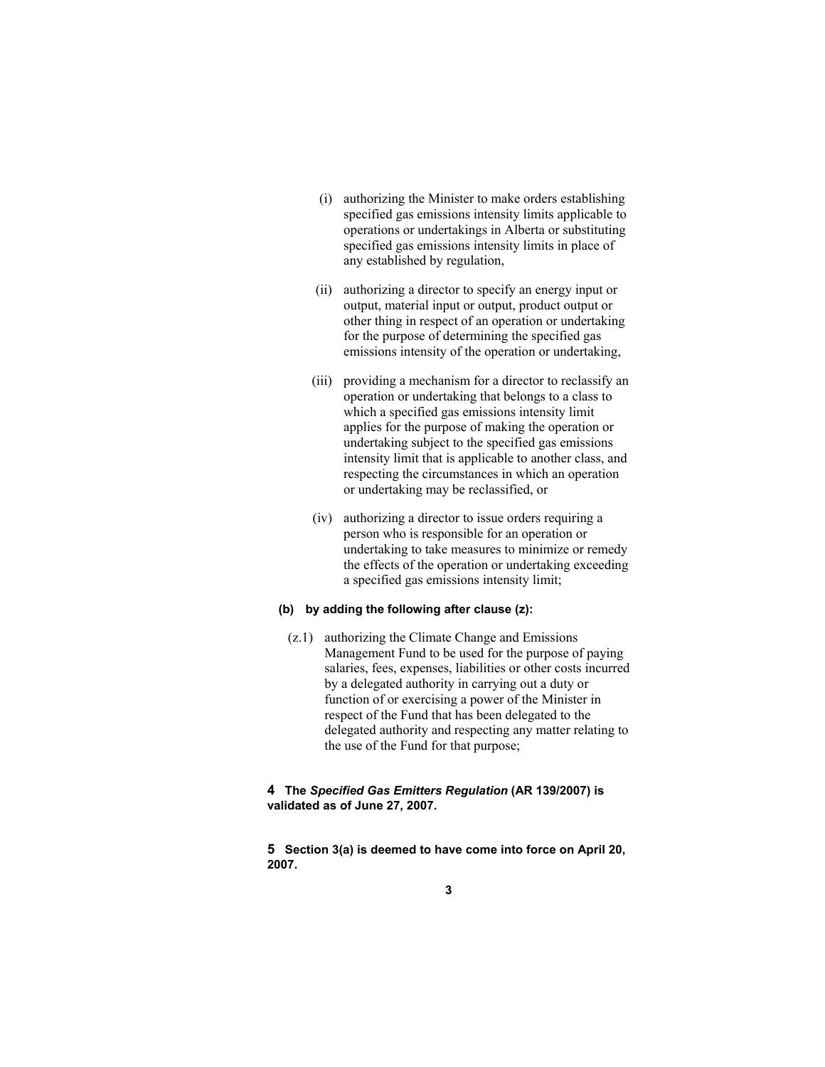(i) authorizing the Minister to make orders establishing specified gas emissions intensity limits applicable to operations or undertakings in Alberta or substituting specified gas emissions intensity limits in place of any established by regulation,

(ii) authorizing a director to specify an energy input or output, material input or output, product output or other thing in respect of an operation or undertaking for the purpose of determining the specified gas emissions intensity of the operation or undertaking,

(iii) providing a mechanism for a director to reclassify an operation or undertaking that belongs to a class to which a specified gas emissions intensity limit applies for the purpose of making the operation or undertaking subject to the specified gas emissions intensity limit that is applicable to another class, and respecting the circumstances in which an operation or undertaking may be reclassified, or

(iv) authorizing a director to issue orders requiring a person who is responsible for an operation or undertaking to take measures to minimize or remedy the effects of the operation or undertaking exceeding a specified gas emissions intensity limit;

**(b) by adding the following after clause (z):**

(z.1) authorizing the Climate Change and Emissions Management Fund to be used for the purpose of paying salaries, fees, expenses, liabilities or other costs incurred by a delegated authority in carrying out a duty or function of or exercising a power of the Minister in respect of the Fund that has been delegated to the delegated authority and respecting any matter relating to the use of the Fund for that purpose;

**4 The *Specified Gas Emitters Regulation* (AR 139/2007) is validated as of June 27, 2007.**

**5 Section 3(a) is deemed to have come into force on April 20, 2007.**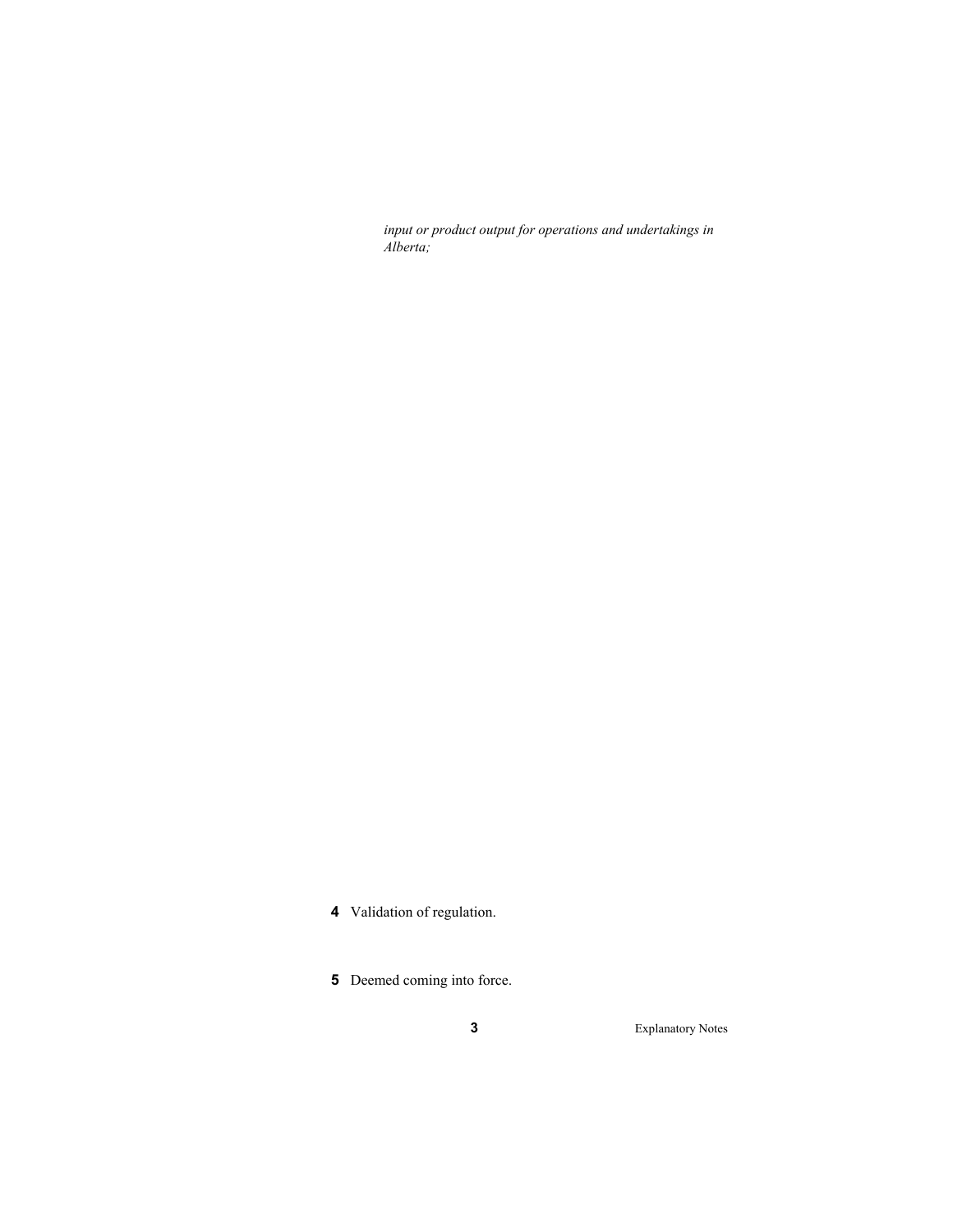*input or product output for operations and undertakings in Alberta;*

**4** Validation of regulation.

**5** Deemed coming into force.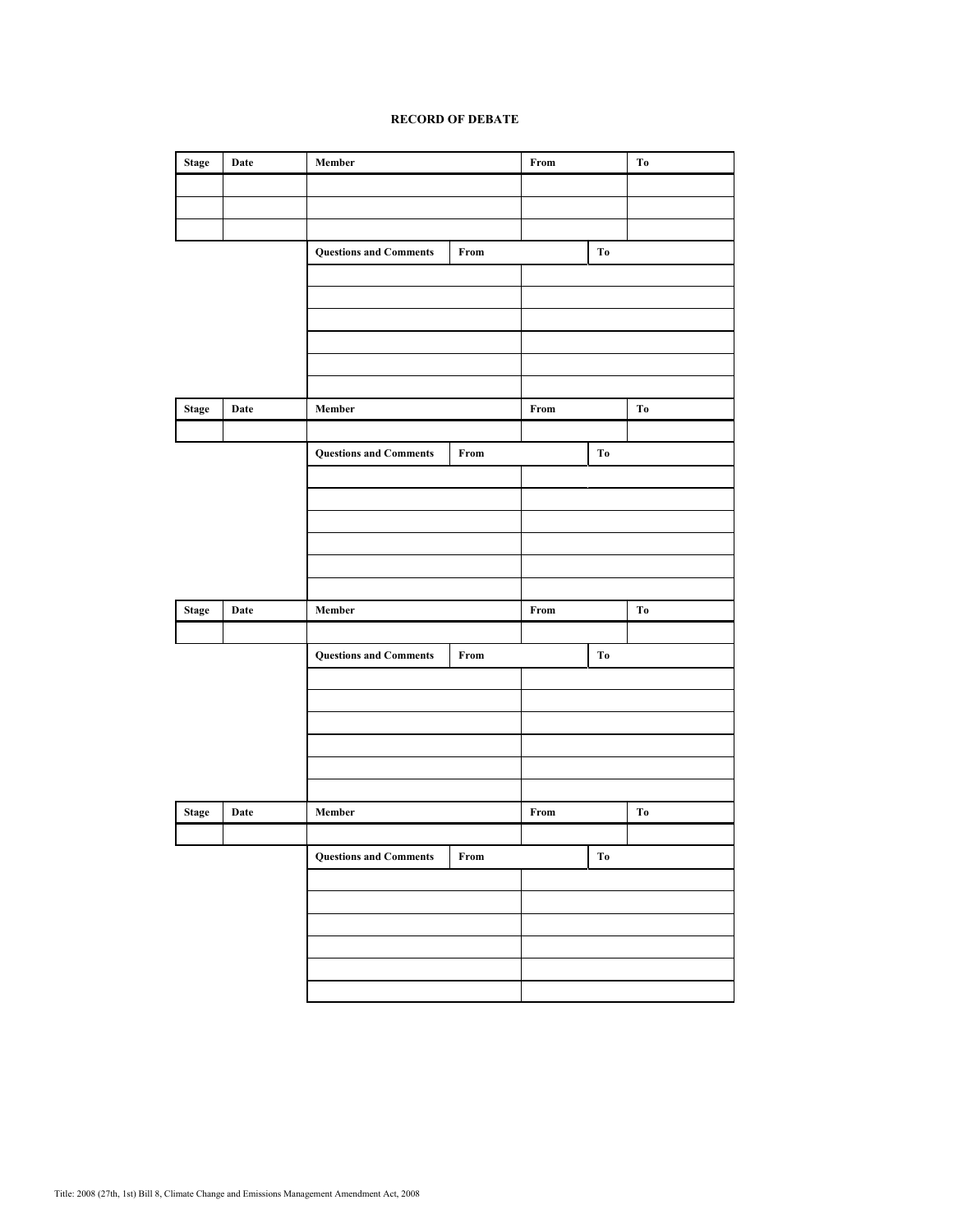**RECORD OF DEBATE**

| Stage | Date | Member | From | To |
|---|---|---|---|---|
| | | | | |
| | | | | |
| | | | | |

| Questions and Comments | From | To |
|---|---|---|
| | | |
| | | |
| | | |
| | | |
| | | |
| | | |

| Stage | Date | Member | From | To |
|---|---|---|---|---|
| | | | | |

| Questions and Comments | From | To |
|---|---|---|
| | | |
| | | |
| | | |
| | | |
| | | |
| | | |

| Stage | Date | Member | From | To |
|---|---|---|---|---|
| | | | | |

| Questions and Comments | From | To |
|---|---|---|
| | | |
| | | |
| | | |
| | | |
| | | |
| | | |

| Stage | Date | Member | From | To |
|---|---|---|---|---|
| | | | | |

| Questions and Comments | From | To |
|---|---|---|
| | | |
| | | |
| | | |
| | | |
| | | |
| | | |

Title: 2008 (27th, 1st) Bill 8, Climate Change and Emissions Management Amendment Act, 2008